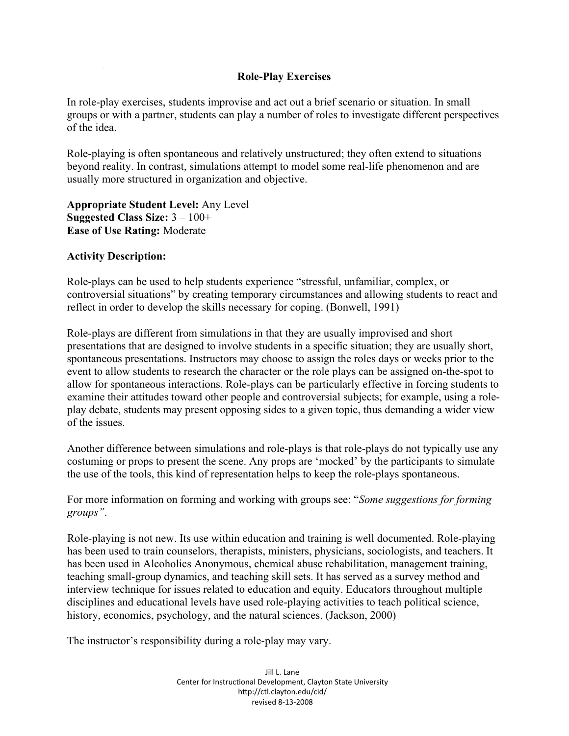# Role-Play Exercises

In role-play exercises, students improvise and act out a brief scenario or situation. In small groups or with a partner, students can play a number of roles to investigate different perspectives of the idea.

Role-playing is often spontaneous and relatively unstructured; they often extend to situations beyond reality. In contrast, simulations attempt to model some real-life phenomenon and are usually more structured in organization and objective.

**Appropriate Student Level:** Any Level
**Suggested Class Size:** 3 – 100+
**Ease of Use Rating:** Moderate

**Activity Description:**

Role-plays can be used to help students experience "stressful, unfamiliar, complex, or controversial situations" by creating temporary circumstances and allowing students to react and reflect in order to develop the skills necessary for coping. (Bonwell, 1991)

Role-plays are different from simulations in that they are usually improvised and short presentations that are designed to involve students in a specific situation; they are usually short, spontaneous presentations. Instructors may choose to assign the roles days or weeks prior to the event to allow students to research the character or the role plays can be assigned on-the-spot to allow for spontaneous interactions. Role-plays can be particularly effective in forcing students to examine their attitudes toward other people and controversial subjects; for example, using a role-play debate, students may present opposing sides to a given topic, thus demanding a wider view of the issues.

Another difference between simulations and role-plays is that role-plays do not typically use any costuming or props to present the scene. Any props are 'mocked' by the participants to simulate the use of the tools, this kind of representation helps to keep the role-plays spontaneous.

For more information on forming and working with groups see: "*Some suggestions for forming groups"*.

Role-playing is not new. Its use within education and training is well documented. Role-playing has been used to train counselors, therapists, ministers, physicians, sociologists, and teachers. It has been used in Alcoholics Anonymous, chemical abuse rehabilitation, management training, teaching small-group dynamics, and teaching skill sets. It has served as a survey method and interview technique for issues related to education and equity. Educators throughout multiple disciplines and educational levels have used role-playing activities to teach political science, history, economics, psychology, and the natural sciences. (Jackson, 2000)

The instructor's responsibility during a role-play may vary.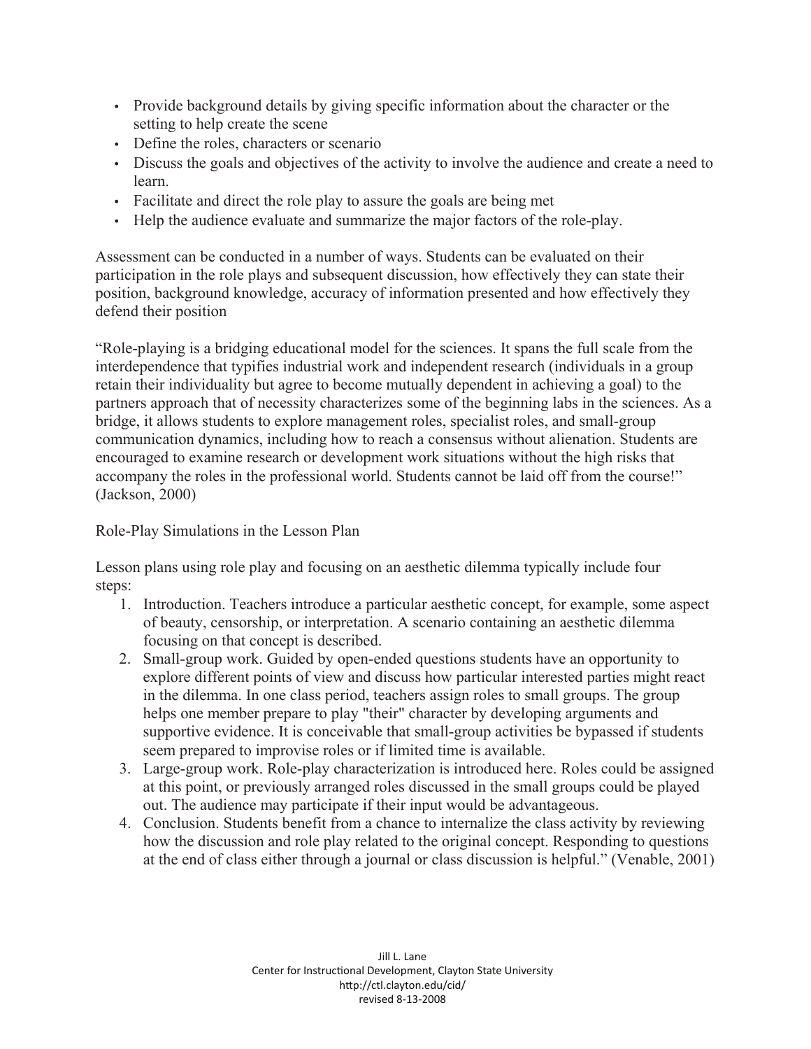- Provide background details by giving specific information about the character or the setting to help create the scene
- Define the roles, characters or scenario
- Discuss the goals and objectives of the activity to involve the audience and create a need to learn.
- Facilitate and direct the role play to assure the goals are being met
- Help the audience evaluate and summarize the major factors of the role-play.

Assessment can be conducted in a number of ways. Students can be evaluated on their participation in the role plays and subsequent discussion, how effectively they can state their position, background knowledge, accuracy of information presented and how effectively they defend their position

"Role-playing is a bridging educational model for the sciences. It spans the full scale from the interdependence that typifies industrial work and independent research (individuals in a group retain their individuality but agree to become mutually dependent in achieving a goal) to the partners approach that of necessity characterizes some of the beginning labs in the sciences. As a bridge, it allows students to explore management roles, specialist roles, and small-group communication dynamics, including how to reach a consensus without alienation. Students are encouraged to examine research or development work situations without the high risks that accompany the roles in the professional world. Students cannot be laid off from the course!" (Jackson, 2000)

Role-Play Simulations in the Lesson Plan

Lesson plans using role play and focusing on an aesthetic dilemma typically include four steps:

1. Introduction. Teachers introduce a particular aesthetic concept, for example, some aspect of beauty, censorship, or interpretation. A scenario containing an aesthetic dilemma focusing on that concept is described.
2. Small-group work. Guided by open-ended questions students have an opportunity to explore different points of view and discuss how particular interested parties might react in the dilemma. In one class period, teachers assign roles to small groups. The group helps one member prepare to play "their" character by developing arguments and supportive evidence. It is conceivable that small-group activities be bypassed if students seem prepared to improvise roles or if limited time is available.
3. Large-group work. Role-play characterization is introduced here. Roles could be assigned at this point, or previously arranged roles discussed in the small groups could be played out. The audience may participate if their input would be advantageous.
4. Conclusion. Students benefit from a chance to internalize the class activity by reviewing how the discussion and role play related to the original concept. Responding to questions at the end of class either through a journal or class discussion is helpful." (Venable, 2001)

Jill L. Lane
Center for Instructional Development, Clayton State University
http://ctl.clayton.edu/cid/
revised 8-13-2008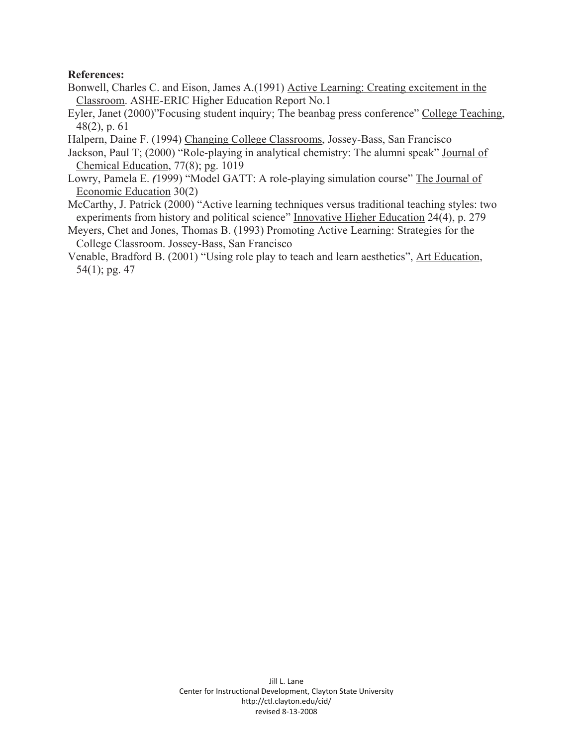**References:**

Bonwell, Charles C. and Eison, James A.(1991) <u>Active Learning: Creating excitement in the Classroom</u>. ASHE-ERIC Higher Education Report No.1

Eyler, Janet (2000)"Focusing student inquiry; The beanbag press conference" <u>College Teaching</u>, 48(2), p. 61

Halpern, Daine F. (1994) <u>Changing College Classrooms</u>, Jossey-Bass, San Francisco

Jackson, Paul T; (2000) "Role-playing in analytical chemistry: The alumni speak" <u>Journal of Chemical Education</u>, 77(8); pg. 1019

Lowry, Pamela E. *(*1999) "Model GATT: A role-playing simulation course" <u>The Journal of Economic Education</u> 30(2)

McCarthy, J. Patrick (2000) "Active learning techniques versus traditional teaching styles: two experiments from history and political science" <u>Innovative Higher Education</u> 24(4), p. 279

Meyers, Chet and Jones, Thomas B. (1993) Promoting Active Learning: Strategies for the College Classroom. Jossey-Bass, San Francisco

Venable, Bradford B. (2001) "Using role play to teach and learn aesthetics", <u>Art Education</u>, 54(1); pg. 47

Jill L. Lane
Center for Instructional Development, Clayton State University
http://ctl.clayton.edu/cid/
revised 8-13-2008